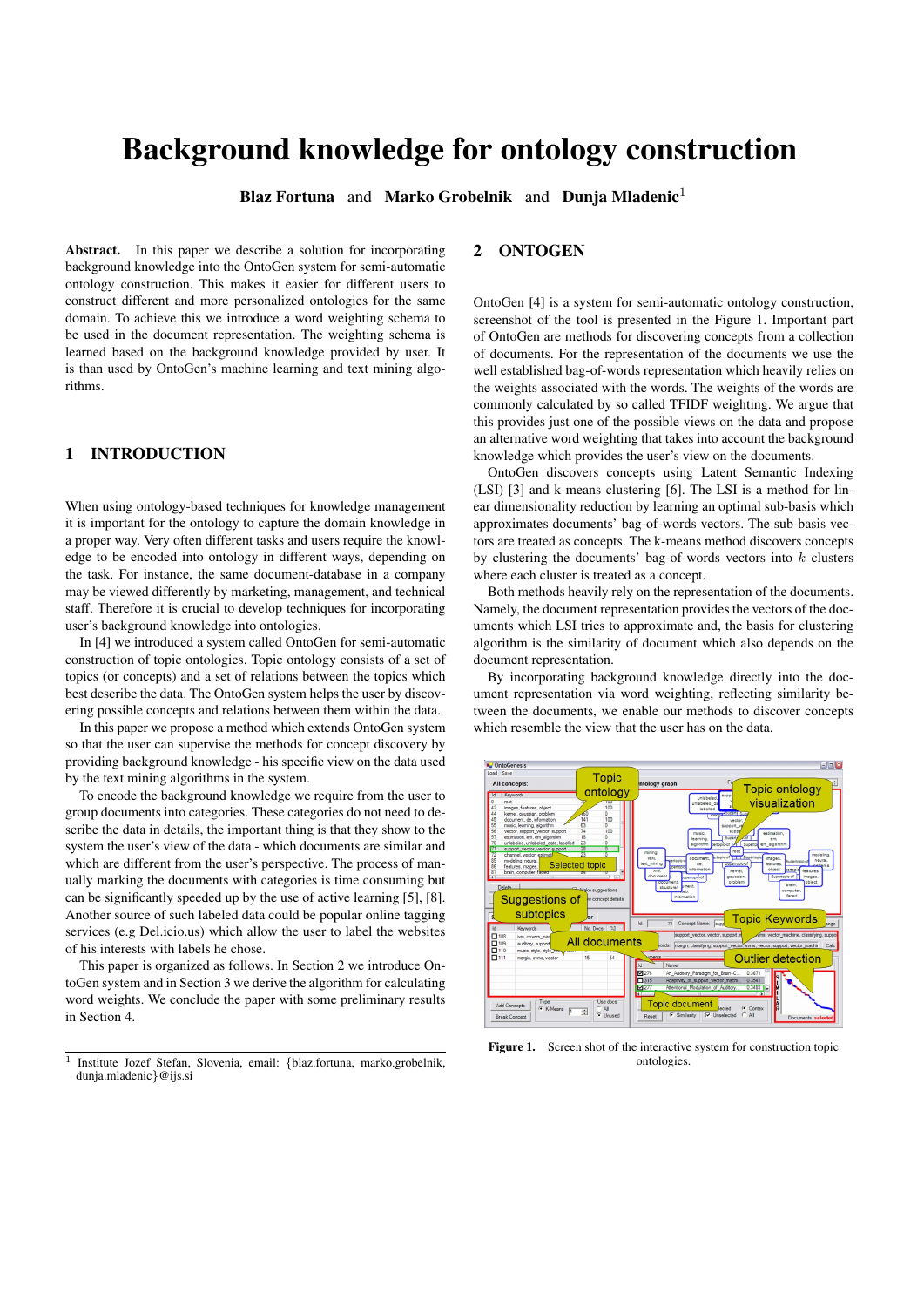# Background knowledge for ontology construction

**Blaz Fortuna** and **Marko Grobelnik** and **Dunja Mladenic**[1]

**Abstract.** In this paper we describe a solution for incorporating background knowledge into the OntoGen system for semi-automatic ontology construction. This makes it easier for different users to construct different and more personalized ontologies for the same domain. To achieve this we introduce a word weighting schema to be used in the document representation. The weighting schema is learned based on the background knowledge provided by user. It is than used by OntoGen's machine learning and text mining algorithms.

## 1 INTRODUCTION

When using ontology-based techniques for knowledge management it is important for the ontology to capture the domain knowledge in a proper way. Very often different tasks and users require the knowledge to be encoded into ontology in different ways, depending on the task. For instance, the same document-database in a company may be viewed differently by marketing, management, and technical staff. Therefore it is crucial to develop techniques for incorporating user's background knowledge into ontologies.

In [4] we introduced a system called OntoGen for semi-automatic construction of topic ontologies. Topic ontology consists of a set of topics (or concepts) and a set of relations between the topics which best describe the data. The OntoGen system helps the user by discovering possible concepts and relations between them within the data.

In this paper we propose a method which extends OntoGen system so that the user can supervise the methods for concept discovery by providing background knowledge - his specific view on the data used by the text mining algorithms in the system.

To encode the background knowledge we require from the user to group documents into categories. These categories do not need to describe the data in details, the important thing is that they show to the system the user's view of the data - which documents are similar and which are different from the user's perspective. The process of manually marking the documents with categories is time consuming but can be significantly speeded up by the use of active learning [5], [8]. Another source of such labeled data could be popular online tagging services (e.g Del.icio.us) which allow the user to label the websites of his interests with labels he chose.

This paper is organized as follows. In Section 2 we introduce OntoGen system and in Section 3 we derive the algorithm for calculating word weights. We conclude the paper with some preliminary results in Section 4.

## 2 ONTOGEN

OntoGen [4] is a system for semi-automatic ontology construction, screenshot of the tool is presented in the Figure 1. Important part of OntoGen are methods for discovering concepts from a collection of documents. For the representation of the documents we use the well established bag-of-words representation which heavily relies on the weights associated with the words. The weights of the words are commonly calculated by so called TFIDF weighting. We argue that this provides just one of the possible views on the data and propose an alternative word weighting that takes into account the background knowledge which provides the user's view on the documents.

OntoGen discovers concepts using Latent Semantic Indexing (LSI) [3] and k-means clustering [6]. The LSI is a method for linear dimensionality reduction by learning an optimal sub-basis which approximates documents' bag-of-words vectors. The sub-basis vectors are treated as concepts. The k-means method discovers concepts by clustering the documents' bag-of-words vectors into $k$ clusters where each cluster is treated as a concept.

Both methods heavily rely on the representation of the documents. Namely, the document representation provides the vectors of the documents which LSI tries to approximate and, the basis for clustering algorithm is the similarity of document which also depends on the document representation.

By incorporating background knowledge directly into the document representation via word weighting, reflecting similarity between the documents, we enable our methods to discover concepts which resemble the view that the user has on the data.

**Figure 1.** Screen shot of the interactive system for construction topic ontologies.

[1] Institute Jozef Stefan, Slovenia, email: {blaz.fortuna, marko.grobelnik, dunja.mladenic}@ijs.si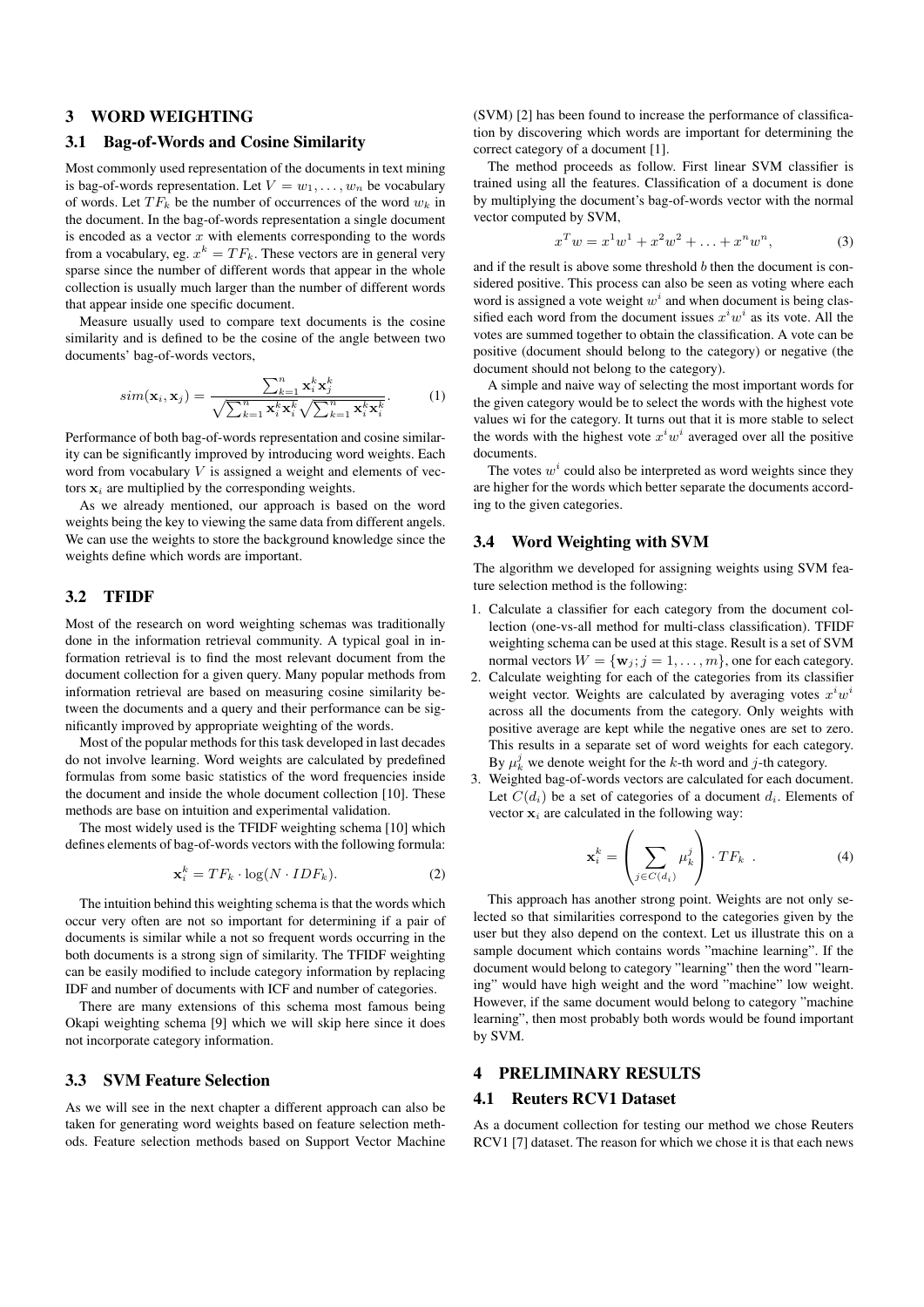## 3 WORD WEIGHTING

### 3.1 Bag-of-Words and Cosine Similarity

Most commonly used representation of the documents in text mining is bag-of-words representation. Let $V = w_1, \ldots, w_n$ be vocabulary of words. Let $TF_k$ be the number of occurrences of the word $w_k$ in the document. In the bag-of-words representation a single document is encoded as a vector $x$ with elements corresponding to the words from a vocabulary, eg. $x^k = TF_k$. These vectors are in general very sparse since the number of different words that appear in the whole collection is usually much larger than the number of different words that appear inside one specific document.

Measure usually used to compare text documents is the cosine similarity and is defined to be the cosine of the angle between two documents' bag-of-words vectors,

$$sim(\mathbf{x}_i, \mathbf{x}_j) = \frac{\sum_{k=1}^{n} \mathbf{x}_i^k \mathbf{x}_j^k}{\sqrt{\sum_{k=1}^{n} \mathbf{x}_i^k \mathbf{x}_i^k} \sqrt{\sum_{k=1}^{n} \mathbf{x}_i^k \mathbf{x}_i^k}}. \qquad (1)$$

Performance of both bag-of-words representation and cosine similarity can be significantly improved by introducing word weights. Each word from vocabulary $V$ is assigned a weight and elements of vectors $\mathbf{x}_i$ are multiplied by the corresponding weights.

As we already mentioned, our approach is based on the word weights being the key to viewing the same data from different angels. We can use the weights to store the background knowledge since the weights define which words are important.

### 3.2 TFIDF

Most of the research on word weighting schemas was traditionally done in the information retrieval community. A typical goal in information retrieval is to find the most relevant document from the document collection for a given query. Many popular methods from information retrieval are based on measuring cosine similarity between the documents and a query and their performance can be significantly improved by appropriate weighting of the words.

Most of the popular methods for this task developed in last decades do not involve learning. Word weights are calculated by predefined formulas from some basic statistics of the word frequencies inside the document and inside the whole document collection [10]. These methods are base on intuition and experimental validation.

The most widely used is the TFIDF weighting schema [10] which defines elements of bag-of-words vectors with the following formula:

$$\mathbf{x}_i^k = TF_k \cdot \log(N \cdot IDF_k). \qquad (2)$$

The intuition behind this weighting schema is that the words which occur very often are not so important for determining if a pair of documents is similar while a not so frequent words occurring in the both documents is a strong sign of similarity. The TFIDF weighting can be easily modified to include category information by replacing IDF and number of documents with ICF and number of categories.

There are many extensions of this schema most famous being Okapi weighting schema [9] which we will skip here since it does not incorporate category information.

### 3.3 SVM Feature Selection

As we will see in the next chapter a different approach can also be taken for generating word weights based on feature selection methods. Feature selection methods based on Support Vector Machine (SVM) [2] has been found to increase the performance of classification by discovering which words are important for determining the correct category of a document [1].

The method proceeds as follow. First linear SVM classifier is trained using all the features. Classification of a document is done by multiplying the document's bag-of-words vector with the normal vector computed by SVM,

$$x^T w = x^1 w^1 + x^2 w^2 + \ldots + x^n w^n, \qquad (3)$$

and if the result is above some threshold $b$ then the document is considered positive. This process can also be seen as voting where each word is assigned a vote weight $w^i$ and when document is being classified each word from the document issues $x^i w^i$ as its vote. All the votes are summed together to obtain the classification. A vote can be positive (document should belong to the category) or negative (the document should not belong to the category).

A simple and naive way of selecting the most important words for the given category would be to select the words with the highest vote values wi for the category. It turns out that it is more stable to select the words with the highest vote $x^i w^i$ averaged over all the positive documents.

The votes $w^i$ could also be interpreted as word weights since they are higher for the words which better separate the documents according to the given categories.

### 3.4 Word Weighting with SVM

The algorithm we developed for assigning weights using SVM feature selection method is the following:

1. Calculate a classifier for each category from the document collection (one-vs-all method for multi-class classification). TFIDF weighting schema can be used at this stage. Result is a set of SVM normal vectors $W = \{\mathbf{w}_j; j = 1, \ldots, m\}$, one for each category.
2. Calculate weighting for each of the categories from its classifier weight vector. Weights are calculated by averaging votes $x^i w^i$ across all the documents from the category. Only weights with positive average are kept while the negative ones are set to zero. This results in a separate set of word weights for each category. By $\mu_k^j$ we denote weight for the $k$-th word and $j$-th category.
3. Weighted bag-of-words vectors are calculated for each document. Let $C(d_i)$ be a set of categories of a document $d_i$. Elements of vector $\mathbf{x}_i$ are calculated in the following way:

$$\mathbf{x}_i^k = \left( \sum_{j \in C(d_i)} \mu_k^j \right) \cdot TF_k \ . \qquad (4)$$

This approach has another strong point. Weights are not only selected so that similarities correspond to the categories given by the user but they also depend on the context. Let us illustrate this on a sample document which contains words "machine learning". If the document would belong to category "learning" then the word "learning" would have high weight and the word "machine" low weight. However, if the same document would belong to category "machine learning", then most probably both words would be found important by SVM.

## 4 PRELIMINARY RESULTS

### 4.1 Reuters RCV1 Dataset

As a document collection for testing our method we chose Reuters RCV1 [7] dataset. The reason for which we chose it is that each news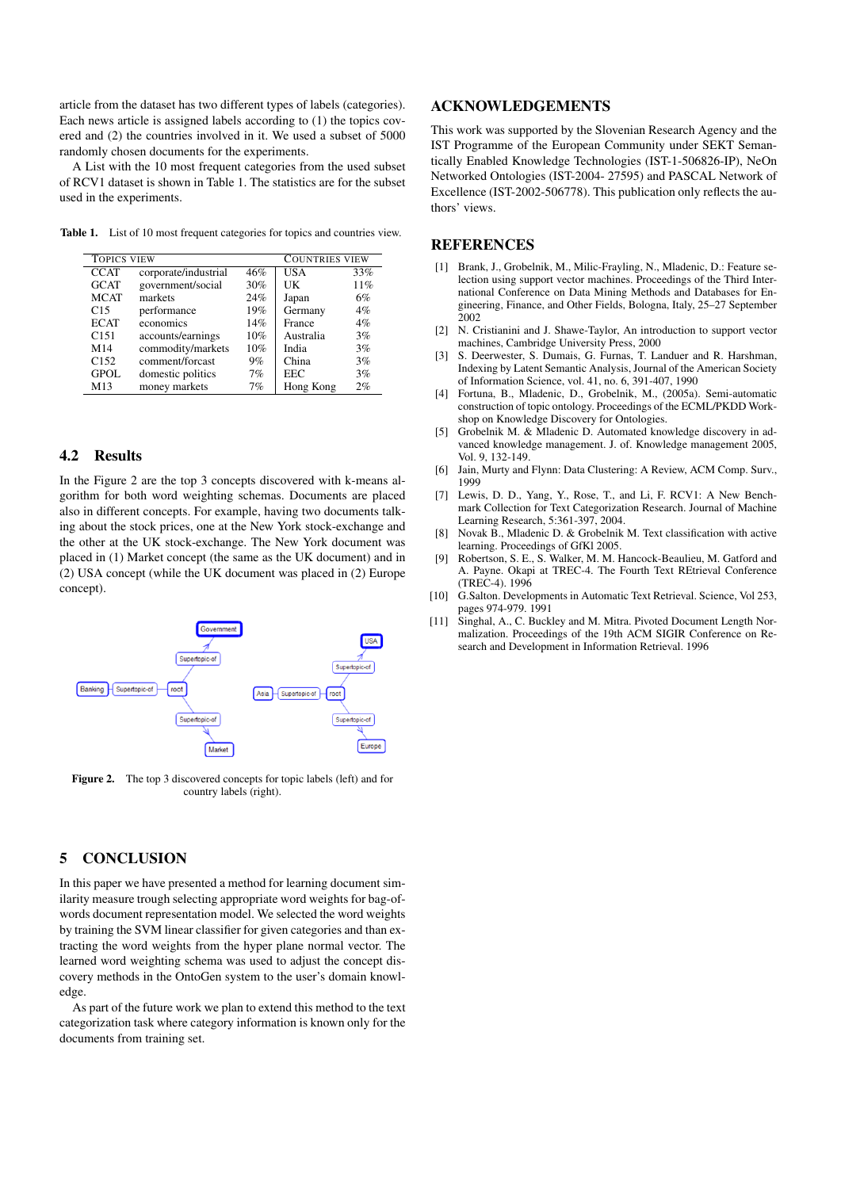article from the dataset has two different types of labels (categories). Each news article is assigned labels according to (1) the topics covered and (2) the countries involved in it. We used a subset of 5000 randomly chosen documents for the experiments.

A List with the 10 most frequent categories from the used subset of RCV1 dataset is shown in Table 1. The statistics are for the subset used in the experiments.

**Table 1.** List of 10 most frequent categories for topics and countries view.

| Topics view | | | Countries view | |
|---|---|---|---|---|
| CCAT | corporate/industrial | 46% | USA | 33% |
| GCAT | government/social | 30% | UK | 11% |
| MCAT | markets | 24% | Japan | 6% |
| C15 | performance | 19% | Germany | 4% |
| ECAT | economics | 14% | France | 4% |
| C151 | accounts/earnings | 10% | Australia | 3% |
| M14 | commodity/markets | 10% | India | 3% |
| C152 | comment/forcast | 9% | China | 3% |
| GPOL | domestic politics | 7% | EEC | 3% |
| M13 | money markets | 7% | Hong Kong | 2% |

## 4.2 Results

In the Figure 2 are the top 3 concepts discovered with k-means algorithm for both word weighting schemas. Documents are placed also in different concepts. For example, having two documents talking about the stock prices, one at the New York stock-exchange and the other at the UK stock-exchange. The New York document was placed in (1) Market concept (the same as the UK document) and in (2) USA concept (while the UK document was placed in (2) Europe concept).

Government
Supertopic-of
Banking
Supertopic-of
root
Supertopic-of
Market

USA
Supertopic-of
Asia
Superiopic-of
root
Superiopic-of
Europe

**Figure 2.** The top 3 discovered concepts for topic labels (left) and for country labels (right).

# 5 CONCLUSION

In this paper we have presented a method for learning document similarity measure trough selecting appropriate word weights for bag-of-words document representation model. We selected the word weights by training the SVM linear classifier for given categories and than extracting the word weights from the hyper plane normal vector. The learned word weighting schema was used to adjust the concept discovery methods in the OntoGen system to the user's domain knowledge.

As part of the future work we plan to extend this method to the text categorization task where category information is known only for the documents from training set.

# ACKNOWLEDGEMENTS

This work was supported by the Slovenian Research Agency and the IST Programme of the European Community under SEKT Semantically Enabled Knowledge Technologies (IST-1-506826-IP), NeOn Networked Ontologies (IST-2004- 27595) and PASCAL Network of Excellence (IST-2002-506778). This publication only reflects the authors' views.

# REFERENCES

[1] Brank, J., Grobelnik, M., Milic-Frayling, N., Mladenic, D.: Feature selection using support vector machines. Proceedings of the Third International Conference on Data Mining Methods and Databases for Engineering, Finance, and Other Fields, Bologna, Italy, 25–27 September 2002

[2] N. Cristianini and J. Shawe-Taylor, An introduction to support vector machines, Cambridge University Press, 2000

[3] S. Deerwester, S. Dumais, G. Furnas, T. Landuer and R. Harshman, Indexing by Latent Semantic Analysis, Journal of the American Society of Information Science, vol. 41, no. 6, 391-407, 1990

[4] Fortuna, B., Mladenic, D., Grobelnik, M., (2005a). Semi-automatic construction of topic ontology. Proceedings of the ECML/PKDD Workshop on Knowledge Discovery for Ontologies.

[5] Grobelnik M. & Mladenic D. Automated knowledge discovery in advanced knowledge management. J. of. Knowledge management 2005, Vol. 9, 132-149.

[6] Jain, Murty and Flynn: Data Clustering: A Review, ACM Comp. Surv., 1999

[7] Lewis, D. D., Yang, Y., Rose, T., and Li, F. RCV1: A New Benchmark Collection for Text Categorization Research. Journal of Machine Learning Research, 5:361-397, 2004.

[8] Novak B., Mladenic D. & Grobelnik M. Text classification with active learning. Proceedings of GfKl 2005.

[9] Robertson, S. E., S. Walker, M. M. Hancock-Beaulieu, M. Gatford and A. Payne. Okapi at TREC-4. The Fourth Text REtrieval Conference (TREC-4). 1996

[10] G.Salton. Developments in Automatic Text Retrieval. Science, Vol 253, pages 974-979. 1991

[11] Singhal, A., C. Buckley and M. Mitra. Pivoted Document Length Normalization. Proceedings of the 19th ACM SIGIR Conference on Research and Development in Information Retrieval. 1996